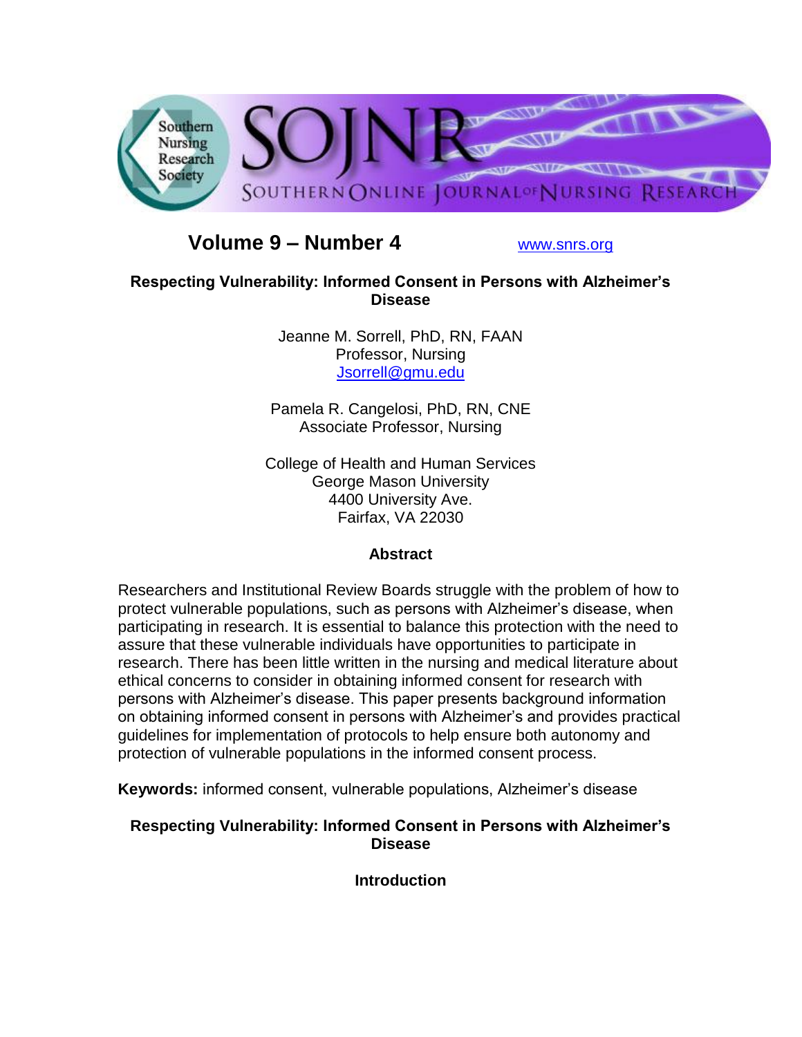**Volume 9 – Number 4** www.snrs.org

# Respecting Vulnerability: Informed Consent in Persons with Alzheimer's Disease

Jeanne M. Sorrell, PhD, RN, FAAN
Professor, Nursing
Jsorrell@gmu.edu

Pamela R. Cangelosi, PhD, RN, CNE
Associate Professor, Nursing

College of Health and Human Services
George Mason University
4400 University Ave.
Fairfax, VA 22030

## Abstract

Researchers and Institutional Review Boards struggle with the problem of how to protect vulnerable populations, such as persons with Alzheimer's disease, when participating in research. It is essential to balance this protection with the need to assure that these vulnerable individuals have opportunities to participate in research. There has been little written in the nursing and medical literature about ethical concerns to consider in obtaining informed consent for research with persons with Alzheimer's disease. This paper presents background information on obtaining informed consent in persons with Alzheimer's and provides practical guidelines for implementation of protocols to help ensure both autonomy and protection of vulnerable populations in the informed consent process.

**Keywords:** informed consent, vulnerable populations, Alzheimer's disease

## Respecting Vulnerability: Informed Consent in Persons with Alzheimer's Disease

### Introduction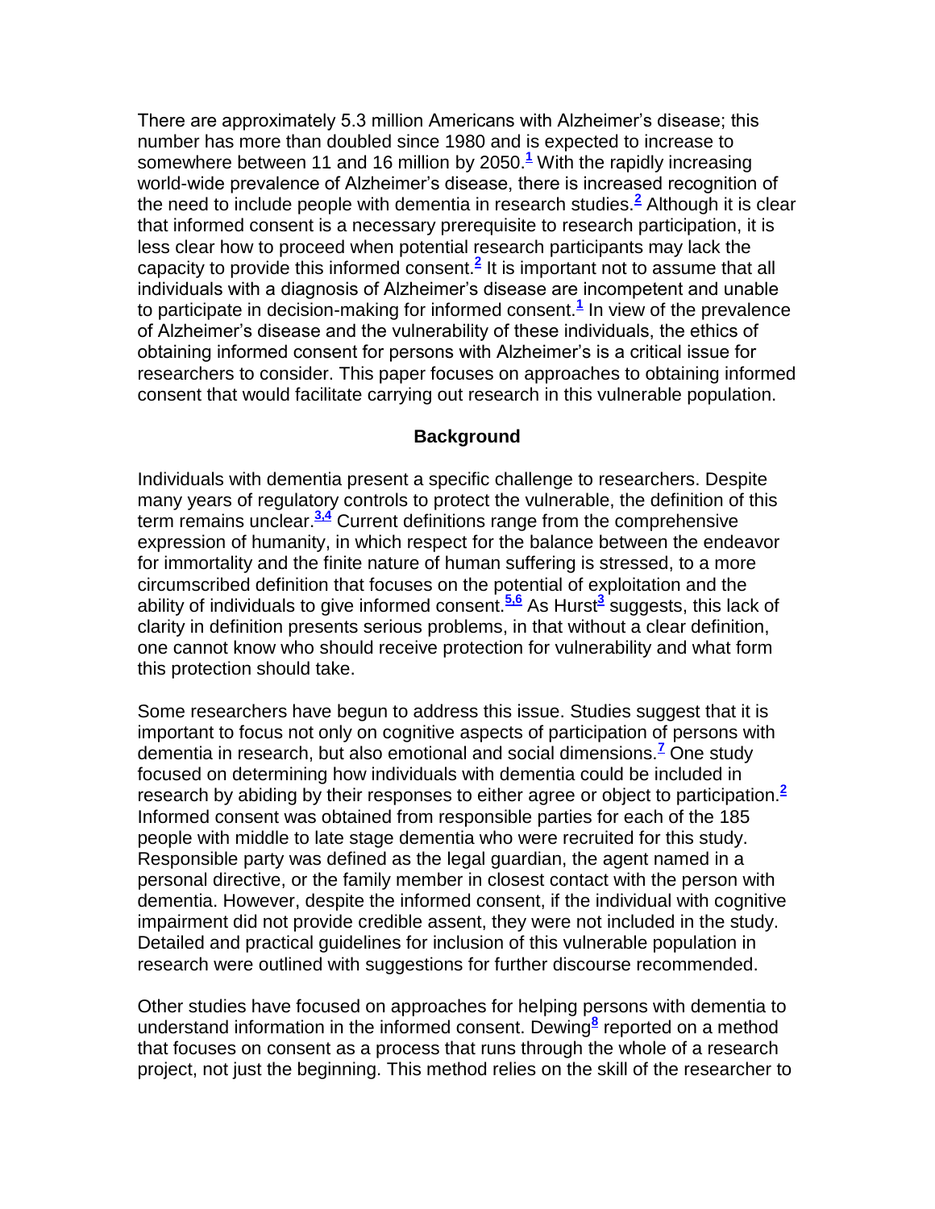There are approximately 5.3 million Americans with Alzheimer's disease; this number has more than doubled since 1980 and is expected to increase to somewhere between 11 and 16 million by 2050.[1] With the rapidly increasing world-wide prevalence of Alzheimer's disease, there is increased recognition of the need to include people with dementia in research studies.[2] Although it is clear that informed consent is a necessary prerequisite to research participation, it is less clear how to proceed when potential research participants may lack the capacity to provide this informed consent.[2] It is important not to assume that all individuals with a diagnosis of Alzheimer's disease are incompetent and unable to participate in decision-making for informed consent.[1] In view of the prevalence of Alzheimer's disease and the vulnerability of these individuals, the ethics of obtaining informed consent for persons with Alzheimer's is a critical issue for researchers to consider. This paper focuses on approaches to obtaining informed consent that would facilitate carrying out research in this vulnerable population.

## Background

Individuals with dementia present a specific challenge to researchers. Despite many years of regulatory controls to protect the vulnerable, the definition of this term remains unclear.[3,4] Current definitions range from the comprehensive expression of humanity, in which respect for the balance between the endeavor for immortality and the finite nature of human suffering is stressed, to a more circumscribed definition that focuses on the potential of exploitation and the ability of individuals to give informed consent.[5,6] As Hurst[3] suggests, this lack of clarity in definition presents serious problems, in that without a clear definition, one cannot know who should receive protection for vulnerability and what form this protection should take.

Some researchers have begun to address this issue. Studies suggest that it is important to focus not only on cognitive aspects of participation of persons with dementia in research, but also emotional and social dimensions.[7] One study focused on determining how individuals with dementia could be included in research by abiding by their responses to either agree or object to participation.[2] Informed consent was obtained from responsible parties for each of the 185 people with middle to late stage dementia who were recruited for this study. Responsible party was defined as the legal guardian, the agent named in a personal directive, or the family member in closest contact with the person with dementia. However, despite the informed consent, if the individual with cognitive impairment did not provide credible assent, they were not included in the study. Detailed and practical guidelines for inclusion of this vulnerable population in research were outlined with suggestions for further discourse recommended.

Other studies have focused on approaches for helping persons with dementia to understand information in the informed consent. Dewing[8] reported on a method that focuses on consent as a process that runs through the whole of a research project, not just the beginning. This method relies on the skill of the researcher to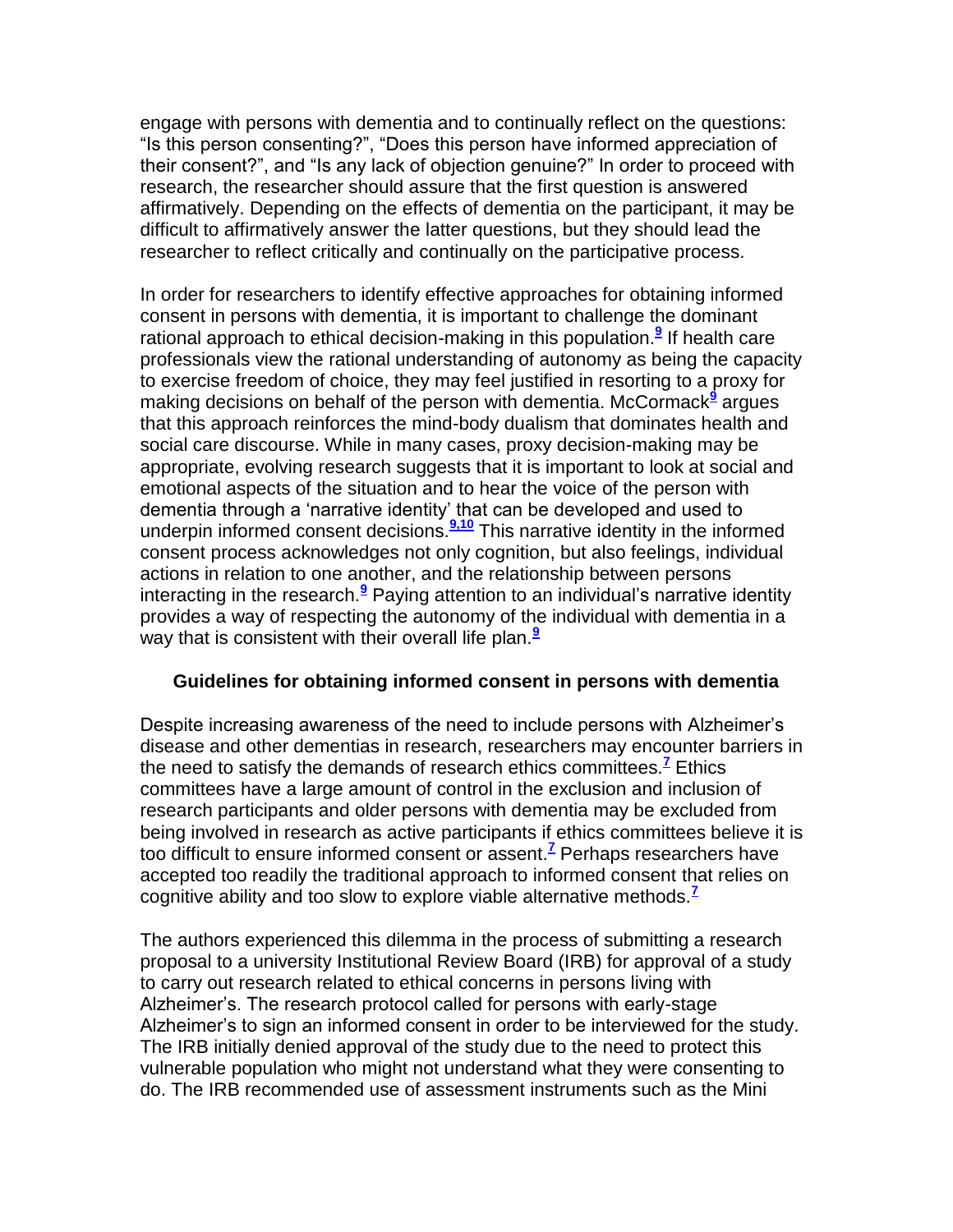engage with persons with dementia and to continually reflect on the questions: "Is this person consenting?", "Does this person have informed appreciation of their consent?", and "Is any lack of objection genuine?" In order to proceed with research, the researcher should assure that the first question is answered affirmatively. Depending on the effects of dementia on the participant, it may be difficult to affirmatively answer the latter questions, but they should lead the researcher to reflect critically and continually on the participative process.

In order for researchers to identify effective approaches for obtaining informed consent in persons with dementia, it is important to challenge the dominant rational approach to ethical decision-making in this population.[9] If health care professionals view the rational understanding of autonomy as being the capacity to exercise freedom of choice, they may feel justified in resorting to a proxy for making decisions on behalf of the person with dementia. McCormack[9] argues that this approach reinforces the mind-body dualism that dominates health and social care discourse. While in many cases, proxy decision-making may be appropriate, evolving research suggests that it is important to look at social and emotional aspects of the situation and to hear the voice of the person with dementia through a 'narrative identity' that can be developed and used to underpin informed consent decisions.[9,10] This narrative identity in the informed consent process acknowledges not only cognition, but also feelings, individual actions in relation to one another, and the relationship between persons interacting in the research.[9] Paying attention to an individual's narrative identity provides a way of respecting the autonomy of the individual with dementia in a way that is consistent with their overall life plan.[9]

## Guidelines for obtaining informed consent in persons with dementia

Despite increasing awareness of the need to include persons with Alzheimer's disease and other dementias in research, researchers may encounter barriers in the need to satisfy the demands of research ethics committees.[7] Ethics committees have a large amount of control in the exclusion and inclusion of research participants and older persons with dementia may be excluded from being involved in research as active participants if ethics committees believe it is too difficult to ensure informed consent or assent.[7] Perhaps researchers have accepted too readily the traditional approach to informed consent that relies on cognitive ability and too slow to explore viable alternative methods.[7]

The authors experienced this dilemma in the process of submitting a research proposal to a university Institutional Review Board (IRB) for approval of a study to carry out research related to ethical concerns in persons living with Alzheimer's. The research protocol called for persons with early-stage Alzheimer's to sign an informed consent in order to be interviewed for the study. The IRB initially denied approval of the study due to the need to protect this vulnerable population who might not understand what they were consenting to do. The IRB recommended use of assessment instruments such as the Mini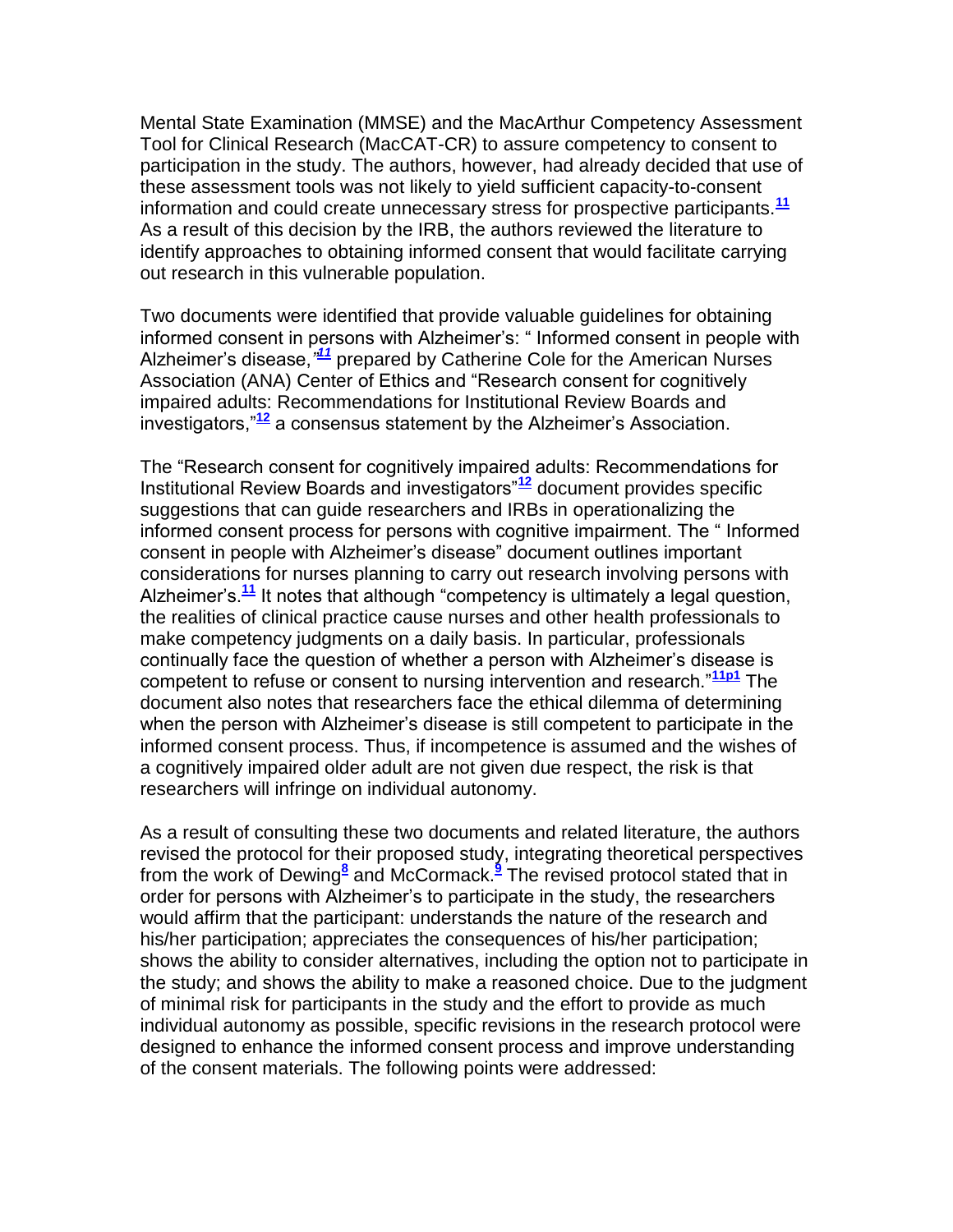Mental State Examination (MMSE) and the MacArthur Competency Assessment Tool for Clinical Research (MacCAT-CR) to assure competency to consent to participation in the study. The authors, however, had already decided that use of these assessment tools was not likely to yield sufficient capacity-to-consent information and could create unnecessary stress for prospective participants.[11] As a result of this decision by the IRB, the authors reviewed the literature to identify approaches to obtaining informed consent that would facilitate carrying out research in this vulnerable population.

Two documents were identified that provide valuable guidelines for obtaining informed consent in persons with Alzheimer's: " Informed consent in people with Alzheimer's disease,"[11] prepared by Catherine Cole for the American Nurses Association (ANA) Center of Ethics and "Research consent for cognitively impaired adults: Recommendations for Institutional Review Boards and investigators,"[12] a consensus statement by the Alzheimer's Association.

The "Research consent for cognitively impaired adults: Recommendations for Institutional Review Boards and investigators"[12] document provides specific suggestions that can guide researchers and IRBs in operationalizing the informed consent process for persons with cognitive impairment. The " Informed consent in people with Alzheimer's disease" document outlines important considerations for nurses planning to carry out research involving persons with Alzheimer's.[11] It notes that although "competency is ultimately a legal question, the realities of clinical practice cause nurses and other health professionals to make competency judgments on a daily basis. In particular, professionals continually face the question of whether a person with Alzheimer's disease is competent to refuse or consent to nursing intervention and research."[11p1] The document also notes that researchers face the ethical dilemma of determining when the person with Alzheimer's disease is still competent to participate in the informed consent process. Thus, if incompetence is assumed and the wishes of a cognitively impaired older adult are not given due respect, the risk is that researchers will infringe on individual autonomy.

As a result of consulting these two documents and related literature, the authors revised the protocol for their proposed study, integrating theoretical perspectives from the work of Dewing[8] and McCormack.[9] The revised protocol stated that in order for persons with Alzheimer's to participate in the study, the researchers would affirm that the participant: understands the nature of the research and his/her participation; appreciates the consequences of his/her participation; shows the ability to consider alternatives, including the option not to participate in the study; and shows the ability to make a reasoned choice. Due to the judgment of minimal risk for participants in the study and the effort to provide as much individual autonomy as possible, specific revisions in the research protocol were designed to enhance the informed consent process and improve understanding of the consent materials. The following points were addressed: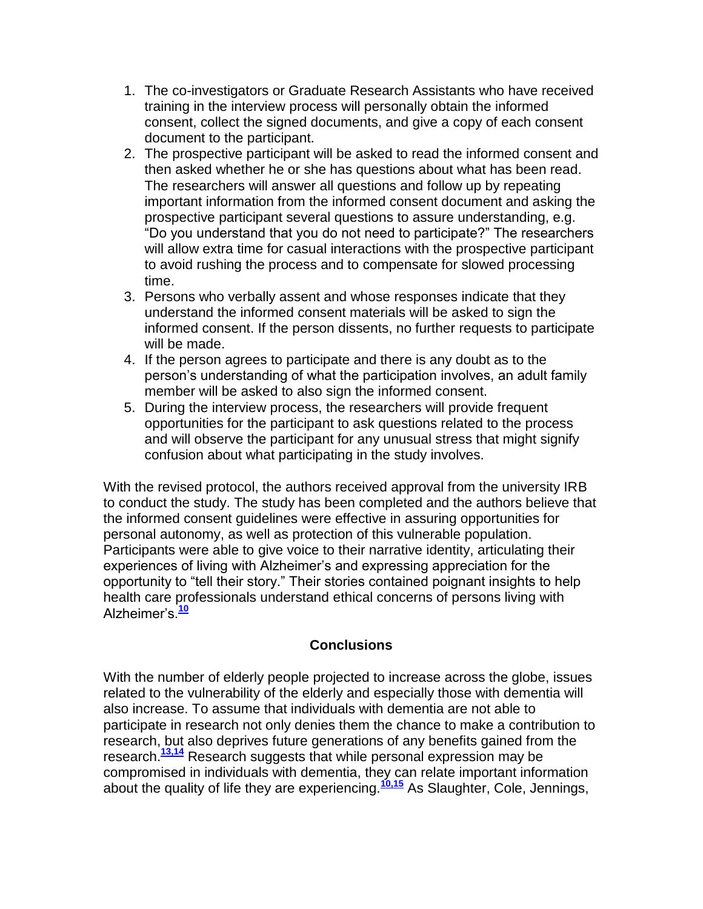1. The co-investigators or Graduate Research Assistants who have received training in the interview process will personally obtain the informed consent, collect the signed documents, and give a copy of each consent document to the participant.
2. The prospective participant will be asked to read the informed consent and then asked whether he or she has questions about what has been read. The researchers will answer all questions and follow up by repeating important information from the informed consent document and asking the prospective participant several questions to assure understanding, e.g. "Do you understand that you do not need to participate?" The researchers will allow extra time for casual interactions with the prospective participant to avoid rushing the process and to compensate for slowed processing time.
3. Persons who verbally assent and whose responses indicate that they understand the informed consent materials will be asked to sign the informed consent. If the person dissents, no further requests to participate will be made.
4. If the person agrees to participate and there is any doubt as to the person's understanding of what the participation involves, an adult family member will be asked to also sign the informed consent.
5. During the interview process, the researchers will provide frequent opportunities for the participant to ask questions related to the process and will observe the participant for any unusual stress that might signify confusion about what participating in the study involves.

With the revised protocol, the authors received approval from the university IRB to conduct the study. The study has been completed and the authors believe that the informed consent guidelines were effective in assuring opportunities for personal autonomy, as well as protection of this vulnerable population. Participants were able to give voice to their narrative identity, articulating their experiences of living with Alzheimer's and expressing appreciation for the opportunity to "tell their story." Their stories contained poignant insights to help health care professionals understand ethical concerns of persons living with Alzheimer's.[10]

## Conclusions

With the number of elderly people projected to increase across the globe, issues related to the vulnerability of the elderly and especially those with dementia will also increase. To assume that individuals with dementia are not able to participate in research not only denies them the chance to make a contribution to research, but also deprives future generations of any benefits gained from the research.[13,14] Research suggests that while personal expression may be compromised in individuals with dementia, they can relate important information about the quality of life they are experiencing.[10,15] As Slaughter, Cole, Jennings,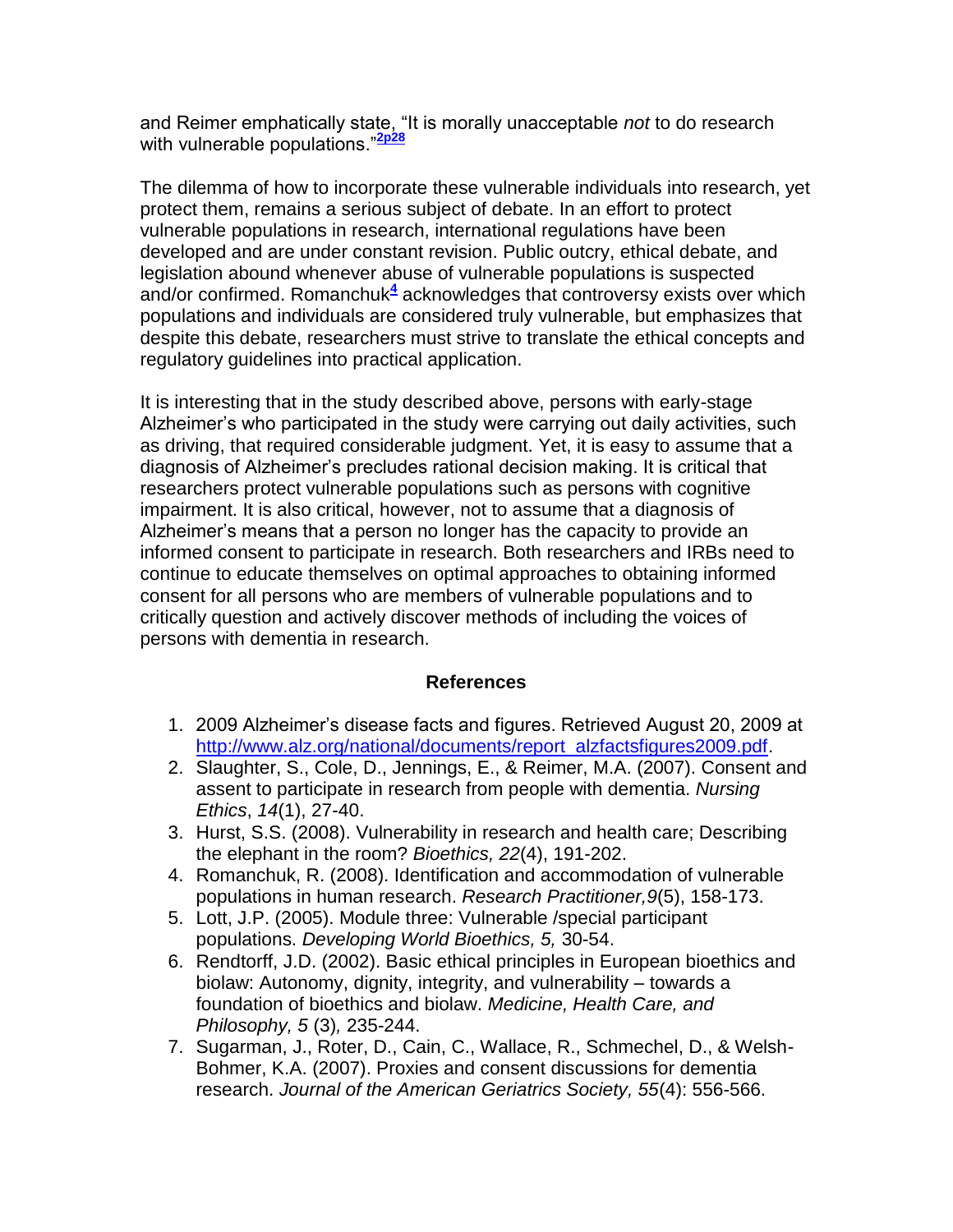and Reimer emphatically state, "It is morally unacceptable *not* to do research with vulnerable populations."[2p28]

The dilemma of how to incorporate these vulnerable individuals into research, yet protect them, remains a serious subject of debate. In an effort to protect vulnerable populations in research, international regulations have been developed and are under constant revision. Public outcry, ethical debate, and legislation abound whenever abuse of vulnerable populations is suspected and/or confirmed. Romanchuk[4] acknowledges that controversy exists over which populations and individuals are considered truly vulnerable, but emphasizes that despite this debate, researchers must strive to translate the ethical concepts and regulatory guidelines into practical application.

It is interesting that in the study described above, persons with early-stage Alzheimer's who participated in the study were carrying out daily activities, such as driving, that required considerable judgment. Yet, it is easy to assume that a diagnosis of Alzheimer's precludes rational decision making. It is critical that researchers protect vulnerable populations such as persons with cognitive impairment. It is also critical, however, not to assume that a diagnosis of Alzheimer's means that a person no longer has the capacity to provide an informed consent to participate in research. Both researchers and IRBs need to continue to educate themselves on optimal approaches to obtaining informed consent for all persons who are members of vulnerable populations and to critically question and actively discover methods of including the voices of persons with dementia in research.

## References

1. 2009 Alzheimer's disease facts and figures. Retrieved August 20, 2009 at http://www.alz.org/national/documents/report_alzfactsfigures2009.pdf.
2. Slaughter, S., Cole, D., Jennings, E., & Reimer, M.A. (2007). Consent and assent to participate in research from people with dementia. *Nursing Ethics*, *14*(1), 27-40.
3. Hurst, S.S. (2008). Vulnerability in research and health care; Describing the elephant in the room? *Bioethics, 22*(4), 191-202.
4. Romanchuk, R. (2008). Identification and accommodation of vulnerable populations in human research. *Research Practitioner,9*(5), 158-173.
5. Lott, J.P. (2005). Module three: Vulnerable /special participant populations. *Developing World Bioethics, 5,* 30-54.
6. Rendtorff, J.D. (2002). Basic ethical principles in European bioethics and biolaw: Autonomy, dignity, integrity, and vulnerability – towards a foundation of bioethics and biolaw. *Medicine, Health Care, and Philosophy, 5* (3)*,* 235-244.
7. Sugarman, J., Roter, D., Cain, C., Wallace, R., Schmechel, D., & Welsh-Bohmer, K.A. (2007). Proxies and consent discussions for dementia research. *Journal of the American Geriatrics Society, 55*(4): 556-566.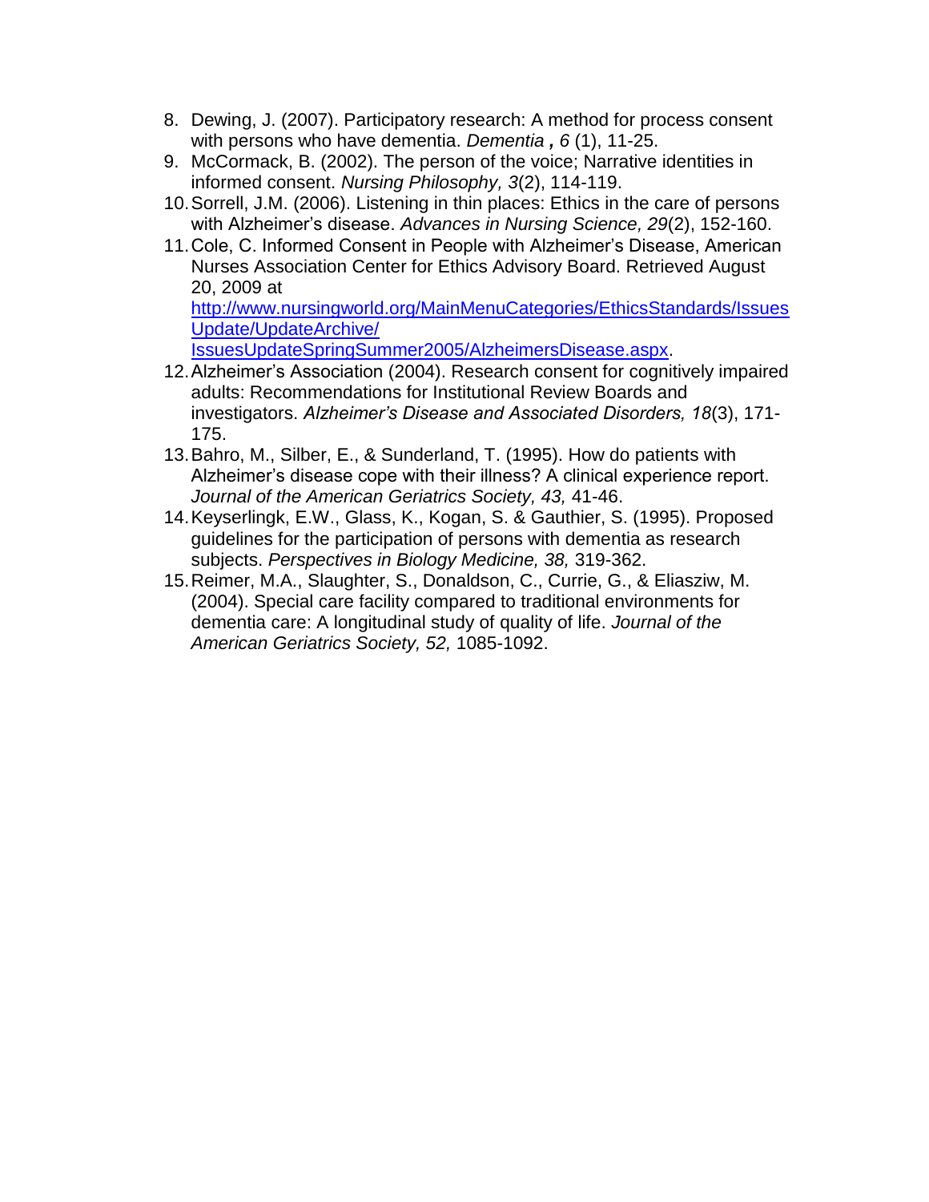8. Dewing, J. (2007). Participatory research: A method for process consent with persons who have dementia. *Dementia*, *6* (1), 11-25.
9. McCormack, B. (2002). The person of the voice; Narrative identities in informed consent. *Nursing Philosophy, 3*(2), 114-119.
10. Sorrell, J.M. (2006). Listening in thin places: Ethics in the care of persons with Alzheimer's disease. *Advances in Nursing Science, 29*(2), 152-160.
11. Cole, C. Informed Consent in People with Alzheimer's Disease, American Nurses Association Center for Ethics Advisory Board. Retrieved August 20, 2009 at [http://www.nursingworld.org/MainMenuCategories/EthicsStandards/IssuesUpdate/UpdateArchive/IssuesUpdateSpringSummer2005/AlzheimersDisease.aspx](http://www.nursingworld.org/MainMenuCategories/EthicsStandards/IssuesUpdate/UpdateArchive/IssuesUpdateSpringSummer2005/AlzheimersDisease.aspx).
12. Alzheimer's Association (2004). Research consent for cognitively impaired adults: Recommendations for Institutional Review Boards and investigators. *Alzheimer's Disease and Associated Disorders, 18*(3), 171-175.
13. Bahro, M., Silber, E., & Sunderland, T. (1995). How do patients with Alzheimer's disease cope with their illness? A clinical experience report. *Journal of the American Geriatrics Society, 43,* 41-46.
14. Keyserlingk, E.W., Glass, K., Kogan, S. & Gauthier, S. (1995). Proposed guidelines for the participation of persons with dementia as research subjects. *Perspectives in Biology Medicine, 38,* 319-362.
15. Reimer, M.A., Slaughter, S., Donaldson, C., Currie, G., & Eliasziw, M. (2004). Special care facility compared to traditional environments for dementia care: A longitudinal study of quality of life. *Journal of the American Geriatrics Society, 52,* 1085-1092.